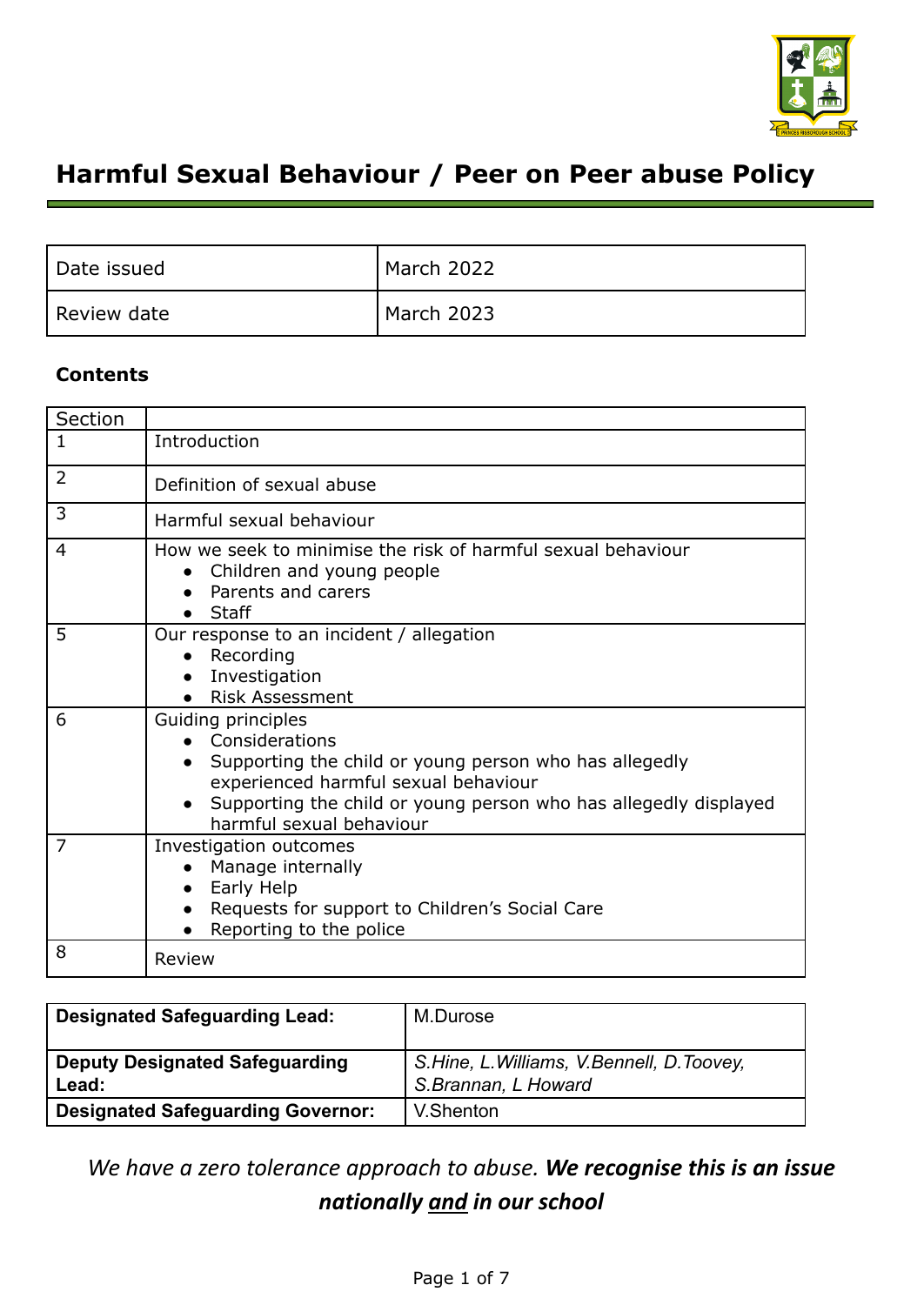# Harmful Sexual Behaviour / Peer on Peer abuse Policy

| Date issued | March 2022 |
|---|---|
| Review date | March 2023 |

**Contents**

| Section | |
|---|---|
| 1 | Introduction |
| 2 | Definition of sexual abuse |
| 3 | Harmful sexual behaviour |
| 4 | How we seek to minimise the risk of harmful sexual behaviour<br>● Children and young people<br>● Parents and carers<br>● Staff |
| 5 | Our response to an incident / allegation<br>● Recording<br>● Investigation<br>● Risk Assessment |
| 6 | Guiding principles<br>● Considerations<br>● Supporting the child or young person who has allegedly experienced harmful sexual behaviour<br>● Supporting the child or young person who has allegedly displayed harmful sexual behaviour |
| 7 | Investigation outcomes<br>● Manage internally<br>● Early Help<br>● Requests for support to Children's Social Care<br>● Reporting to the police |
| 8 | Review |

| **Designated Safeguarding Lead:** | M.Durose |
|---|---|
| **Deputy Designated Safeguarding Lead:** | *S.Hine, L.Williams, V.Bennell, D.Toovey, S.Brannan, L Howard* |
| **Designated Safeguarding Governor:** | V.Shenton |

*We have a zero tolerance approach to abuse.* ***We recognise this is an issue nationally <u>and</u> in our school***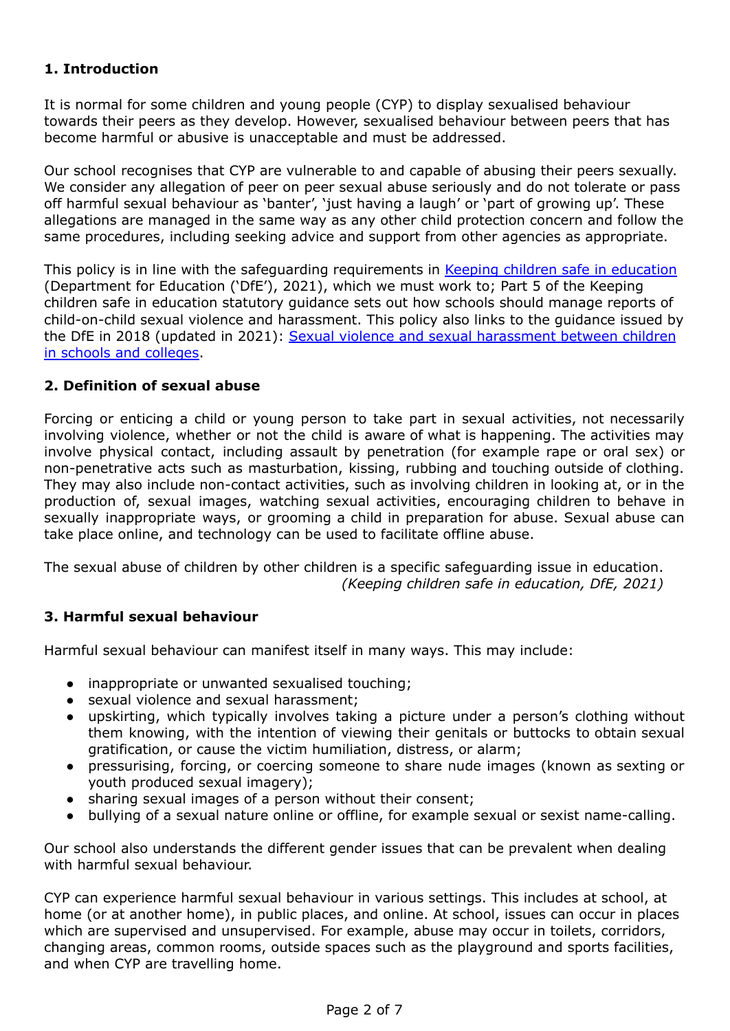## 1. Introduction

It is normal for some children and young people (CYP) to display sexualised behaviour towards their peers as they develop. However, sexualised behaviour between peers that has become harmful or abusive is unacceptable and must be addressed.

Our school recognises that CYP are vulnerable to and capable of abusing their peers sexually. We consider any allegation of peer on peer sexual abuse seriously and do not tolerate or pass off harmful sexual behaviour as 'banter', 'just having a laugh' or 'part of growing up'. These allegations are managed in the same way as any other child protection concern and follow the same procedures, including seeking advice and support from other agencies as appropriate.

This policy is in line with the safeguarding requirements in [Keeping children safe in education](#) (Department for Education ('DfE'), 2021), which we must work to; Part 5 of the Keeping children safe in education statutory guidance sets out how schools should manage reports of child-on-child sexual violence and harassment. This policy also links to the guidance issued by the DfE in 2018 (updated in 2021): [Sexual violence and sexual harassment between children in schools and colleges](#).

## 2. Definition of sexual abuse

Forcing or enticing a child or young person to take part in sexual activities, not necessarily involving violence, whether or not the child is aware of what is happening. The activities may involve physical contact, including assault by penetration (for example rape or oral sex) or non-penetrative acts such as masturbation, kissing, rubbing and touching outside of clothing. They may also include non-contact activities, such as involving children in looking at, or in the production of, sexual images, watching sexual activities, encouraging children to behave in sexually inappropriate ways, or grooming a child in preparation for abuse. Sexual abuse can take place online, and technology can be used to facilitate offline abuse.

The sexual abuse of children by other children is a specific safeguarding issue in education.

*(Keeping children safe in education, DfE, 2021)*

## 3. Harmful sexual behaviour

Harmful sexual behaviour can manifest itself in many ways. This may include:

- inappropriate or unwanted sexualised touching;
- sexual violence and sexual harassment;
- upskirting, which typically involves taking a picture under a person's clothing without them knowing, with the intention of viewing their genitals or buttocks to obtain sexual gratification, or cause the victim humiliation, distress, or alarm;
- pressurising, forcing, or coercing someone to share nude images (known as sexting or youth produced sexual imagery);
- sharing sexual images of a person without their consent;
- bullying of a sexual nature online or offline, for example sexual or sexist name-calling.

Our school also understands the different gender issues that can be prevalent when dealing with harmful sexual behaviour.

CYP can experience harmful sexual behaviour in various settings. This includes at school, at home (or at another home), in public places, and online. At school, issues can occur in places which are supervised and unsupervised. For example, abuse may occur in toilets, corridors, changing areas, common rooms, outside spaces such as the playground and sports facilities, and when CYP are travelling home.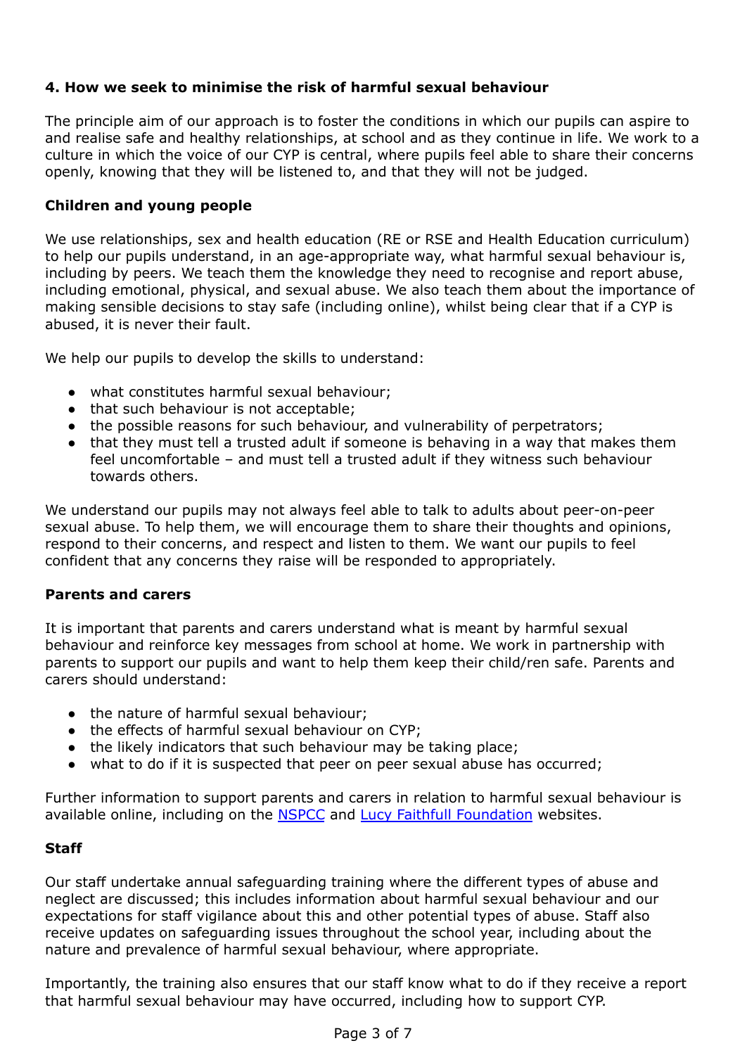### 4. How we seek to minimise the risk of harmful sexual behaviour

The principle aim of our approach is to foster the conditions in which our pupils can aspire to and realise safe and healthy relationships, at school and as they continue in life. We work to a culture in which the voice of our CYP is central, where pupils feel able to share their concerns openly, knowing that they will be listened to, and that they will not be judged.

**Children and young people**

We use relationships, sex and health education (RE or RSE and Health Education curriculum) to help our pupils understand, in an age-appropriate way, what harmful sexual behaviour is, including by peers. We teach them the knowledge they need to recognise and report abuse, including emotional, physical, and sexual abuse. We also teach them about the importance of making sensible decisions to stay safe (including online), whilst being clear that if a CYP is abused, it is never their fault.

We help our pupils to develop the skills to understand:

- what constitutes harmful sexual behaviour;
- that such behaviour is not acceptable;
- the possible reasons for such behaviour, and vulnerability of perpetrators;
- that they must tell a trusted adult if someone is behaving in a way that makes them feel uncomfortable – and must tell a trusted adult if they witness such behaviour towards others.

We understand our pupils may not always feel able to talk to adults about peer-on-peer sexual abuse. To help them, we will encourage them to share their thoughts and opinions, respond to their concerns, and respect and listen to them. We want our pupils to feel confident that any concerns they raise will be responded to appropriately.

**Parents and carers**

It is important that parents and carers understand what is meant by harmful sexual behaviour and reinforce key messages from school at home. We work in partnership with parents to support our pupils and want to help them keep their child/ren safe. Parents and carers should understand:

- the nature of harmful sexual behaviour;
- the effects of harmful sexual behaviour on CYP;
- the likely indicators that such behaviour may be taking place;
- what to do if it is suspected that peer on peer sexual abuse has occurred;

Further information to support parents and carers in relation to harmful sexual behaviour is available online, including on the NSPCC and Lucy Faithfull Foundation websites.

**Staff**

Our staff undertake annual safeguarding training where the different types of abuse and neglect are discussed; this includes information about harmful sexual behaviour and our expectations for staff vigilance about this and other potential types of abuse. Staff also receive updates on safeguarding issues throughout the school year, including about the nature and prevalence of harmful sexual behaviour, where appropriate.

Importantly, the training also ensures that our staff know what to do if they receive a report that harmful sexual behaviour may have occurred, including how to support CYP.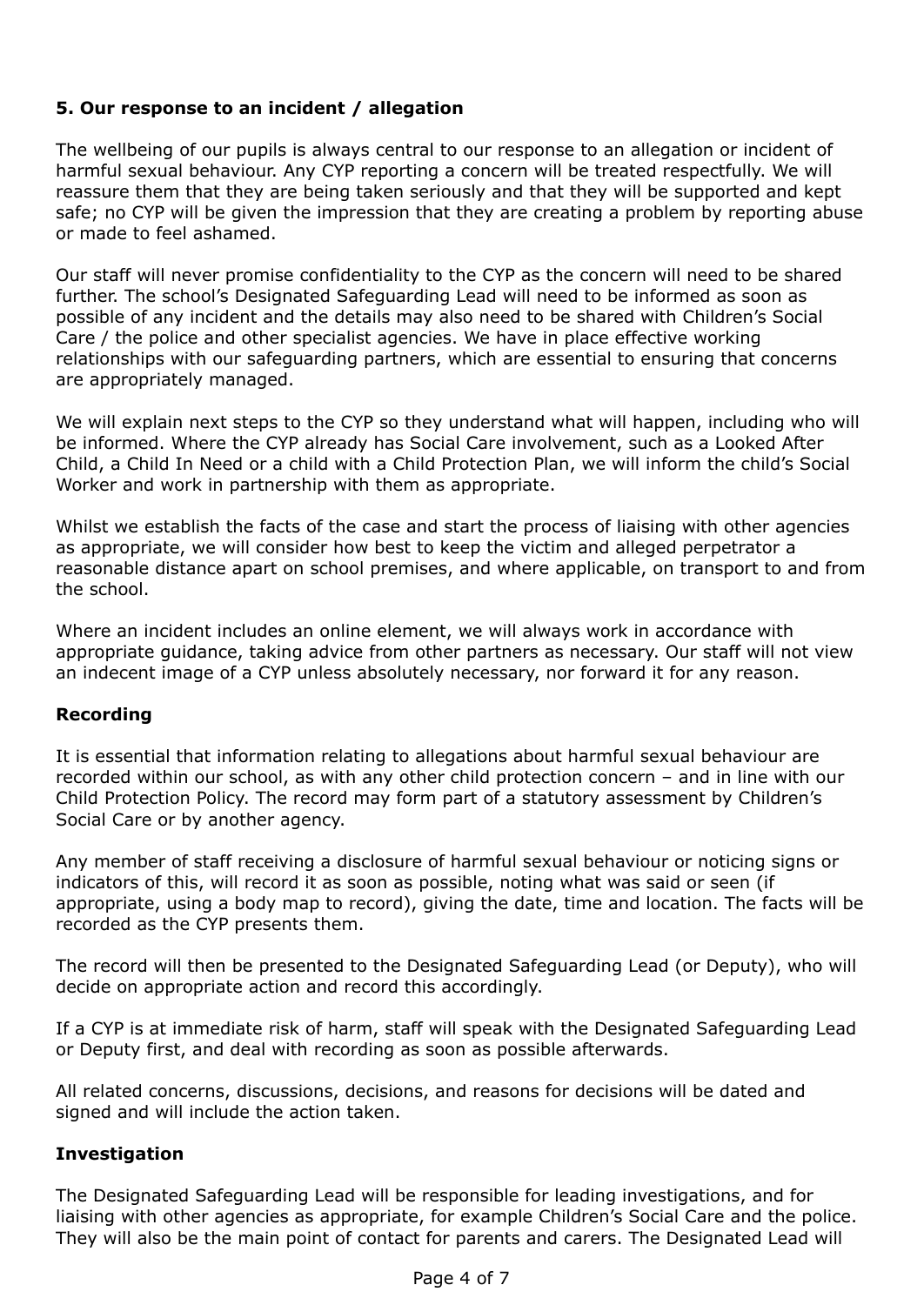## 5. Our response to an incident / allegation

The wellbeing of our pupils is always central to our response to an allegation or incident of harmful sexual behaviour. Any CYP reporting a concern will be treated respectfully. We will reassure them that they are being taken seriously and that they will be supported and kept safe; no CYP will be given the impression that they are creating a problem by reporting abuse or made to feel ashamed.

Our staff will never promise confidentiality to the CYP as the concern will need to be shared further. The school's Designated Safeguarding Lead will need to be informed as soon as possible of any incident and the details may also need to be shared with Children's Social Care / the police and other specialist agencies. We have in place effective working relationships with our safeguarding partners, which are essential to ensuring that concerns are appropriately managed.

We will explain next steps to the CYP so they understand what will happen, including who will be informed. Where the CYP already has Social Care involvement, such as a Looked After Child, a Child In Need or a child with a Child Protection Plan, we will inform the child's Social Worker and work in partnership with them as appropriate.

Whilst we establish the facts of the case and start the process of liaising with other agencies as appropriate, we will consider how best to keep the victim and alleged perpetrator a reasonable distance apart on school premises, and where applicable, on transport to and from the school.

Where an incident includes an online element, we will always work in accordance with appropriate guidance, taking advice from other partners as necessary. Our staff will not view an indecent image of a CYP unless absolutely necessary, nor forward it for any reason.

### Recording

It is essential that information relating to allegations about harmful sexual behaviour are recorded within our school, as with any other child protection concern – and in line with our Child Protection Policy. The record may form part of a statutory assessment by Children's Social Care or by another agency.

Any member of staff receiving a disclosure of harmful sexual behaviour or noticing signs or indicators of this, will record it as soon as possible, noting what was said or seen (if appropriate, using a body map to record), giving the date, time and location. The facts will be recorded as the CYP presents them.

The record will then be presented to the Designated Safeguarding Lead (or Deputy), who will decide on appropriate action and record this accordingly.

If a CYP is at immediate risk of harm, staff will speak with the Designated Safeguarding Lead or Deputy first, and deal with recording as soon as possible afterwards.

All related concerns, discussions, decisions, and reasons for decisions will be dated and signed and will include the action taken.

### Investigation

The Designated Safeguarding Lead will be responsible for leading investigations, and for liaising with other agencies as appropriate, for example Children's Social Care and the police. They will also be the main point of contact for parents and carers. The Designated Lead will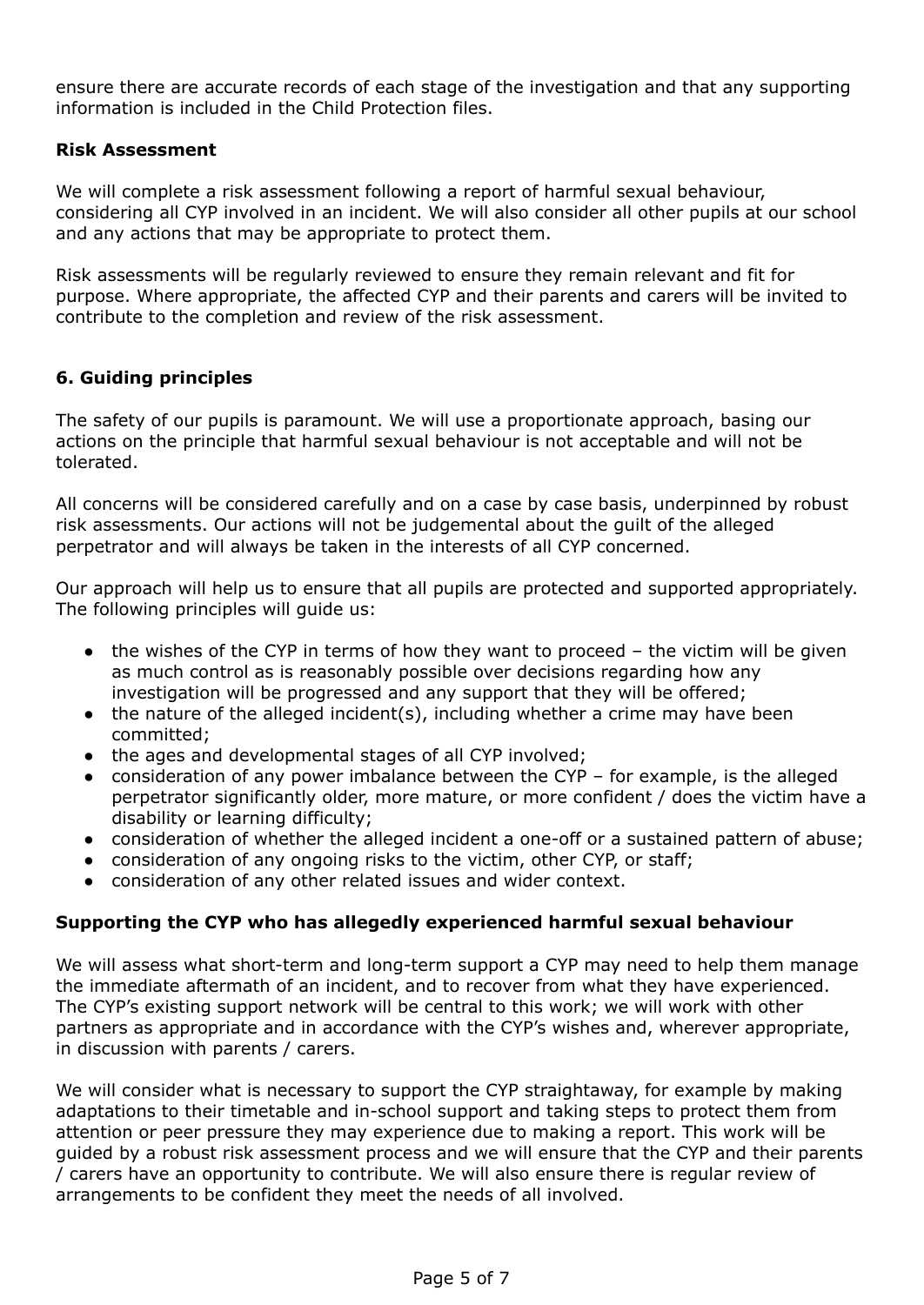ensure there are accurate records of each stage of the investigation and that any supporting information is included in the Child Protection files.

**Risk Assessment**

We will complete a risk assessment following a report of harmful sexual behaviour, considering all CYP involved in an incident. We will also consider all other pupils at our school and any actions that may be appropriate to protect them.

Risk assessments will be regularly reviewed to ensure they remain relevant and fit for purpose. Where appropriate, the affected CYP and their parents and carers will be invited to contribute to the completion and review of the risk assessment.

## 6. Guiding principles

The safety of our pupils is paramount. We will use a proportionate approach, basing our actions on the principle that harmful sexual behaviour is not acceptable and will not be tolerated.

All concerns will be considered carefully and on a case by case basis, underpinned by robust risk assessments. Our actions will not be judgemental about the guilt of the alleged perpetrator and will always be taken in the interests of all CYP concerned.

Our approach will help us to ensure that all pupils are protected and supported appropriately. The following principles will guide us:

- the wishes of the CYP in terms of how they want to proceed – the victim will be given as much control as is reasonably possible over decisions regarding how any investigation will be progressed and any support that they will be offered;
- the nature of the alleged incident(s), including whether a crime may have been committed;
- the ages and developmental stages of all CYP involved;
- consideration of any power imbalance between the CYP – for example, is the alleged perpetrator significantly older, more mature, or more confident / does the victim have a disability or learning difficulty;
- consideration of whether the alleged incident a one-off or a sustained pattern of abuse;
- consideration of any ongoing risks to the victim, other CYP, or staff;
- consideration of any other related issues and wider context.

**Supporting the CYP who has allegedly experienced harmful sexual behaviour**

We will assess what short-term and long-term support a CYP may need to help them manage the immediate aftermath of an incident, and to recover from what they have experienced. The CYP's existing support network will be central to this work; we will work with other partners as appropriate and in accordance with the CYP's wishes and, wherever appropriate, in discussion with parents / carers.

We will consider what is necessary to support the CYP straightaway, for example by making adaptations to their timetable and in-school support and taking steps to protect them from attention or peer pressure they may experience due to making a report. This work will be guided by a robust risk assessment process and we will ensure that the CYP and their parents / carers have an opportunity to contribute. We will also ensure there is regular review of arrangements to be confident they meet the needs of all involved.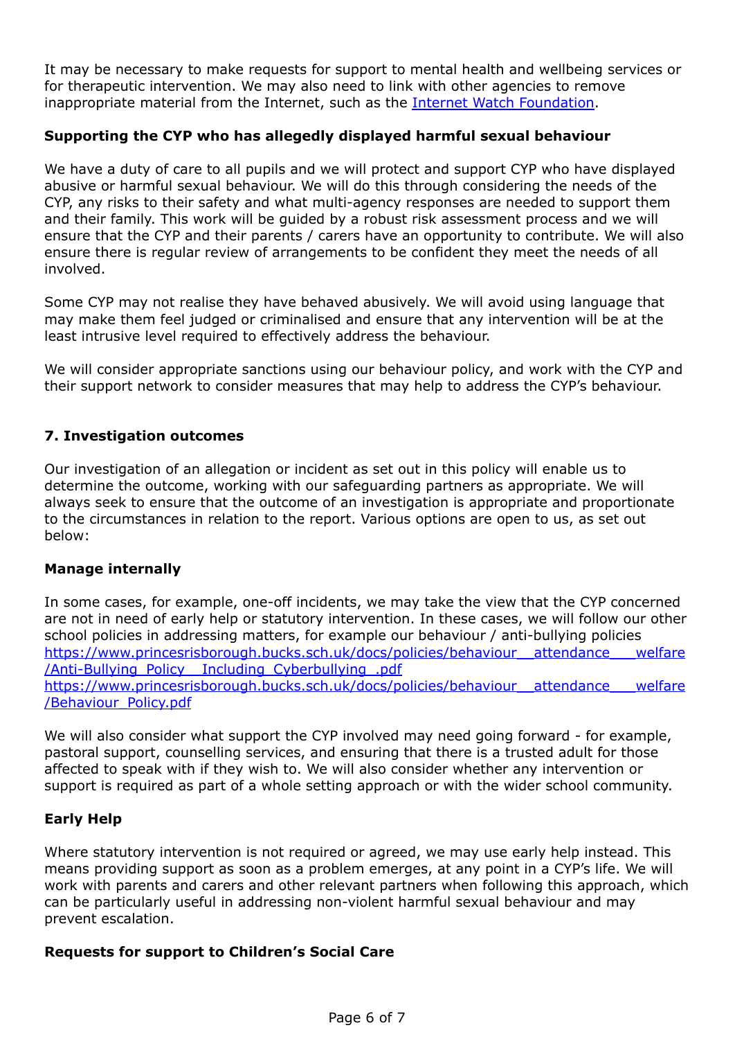It may be necessary to make requests for support to mental health and wellbeing services or for therapeutic intervention. We may also need to link with other agencies to remove inappropriate material from the Internet, such as the [Internet Watch Foundation](#).

**Supporting the CYP who has allegedly displayed harmful sexual behaviour**

We have a duty of care to all pupils and we will protect and support CYP who have displayed abusive or harmful sexual behaviour. We will do this through considering the needs of the CYP, any risks to their safety and what multi-agency responses are needed to support them and their family. This work will be guided by a robust risk assessment process and we will ensure that the CYP and their parents / carers have an opportunity to contribute. We will also ensure there is regular review of arrangements to be confident they meet the needs of all involved.

Some CYP may not realise they have behaved abusively. We will avoid using language that may make them feel judged or criminalised and ensure that any intervention will be at the least intrusive level required to effectively address the behaviour.

We will consider appropriate sanctions using our behaviour policy, and work with the CYP and their support network to consider measures that may help to address the CYP's behaviour.

## 7. Investigation outcomes

Our investigation of an allegation or incident as set out in this policy will enable us to determine the outcome, working with our safeguarding partners as appropriate. We will always seek to ensure that the outcome of an investigation is appropriate and proportionate to the circumstances in relation to the report. Various options are open to us, as set out below:

**Manage internally**

In some cases, for example, one-off incidents, we may take the view that the CYP concerned are not in need of early help or statutory intervention. In these cases, we will follow our other school policies in addressing matters, for example our behaviour / anti-bullying policies
https://www.princesrisborough.bucks.sch.uk/docs/policies/behaviour__attendance___welfare/Anti-Bullying_Policy__Including_Cyberbullying_.pdf
https://www.princesrisborough.bucks.sch.uk/docs/policies/behaviour__attendance___welfare/Behaviour_Policy.pdf

We will also consider what support the CYP involved may need going forward - for example, pastoral support, counselling services, and ensuring that there is a trusted adult for those affected to speak with if they wish to. We will also consider whether any intervention or support is required as part of a whole setting approach or with the wider school community.

**Early Help**

Where statutory intervention is not required or agreed, we may use early help instead. This means providing support as soon as a problem emerges, at any point in a CYP's life. We will work with parents and carers and other relevant partners when following this approach, which can be particularly useful in addressing non-violent harmful sexual behaviour and may prevent escalation.

**Requests for support to Children's Social Care**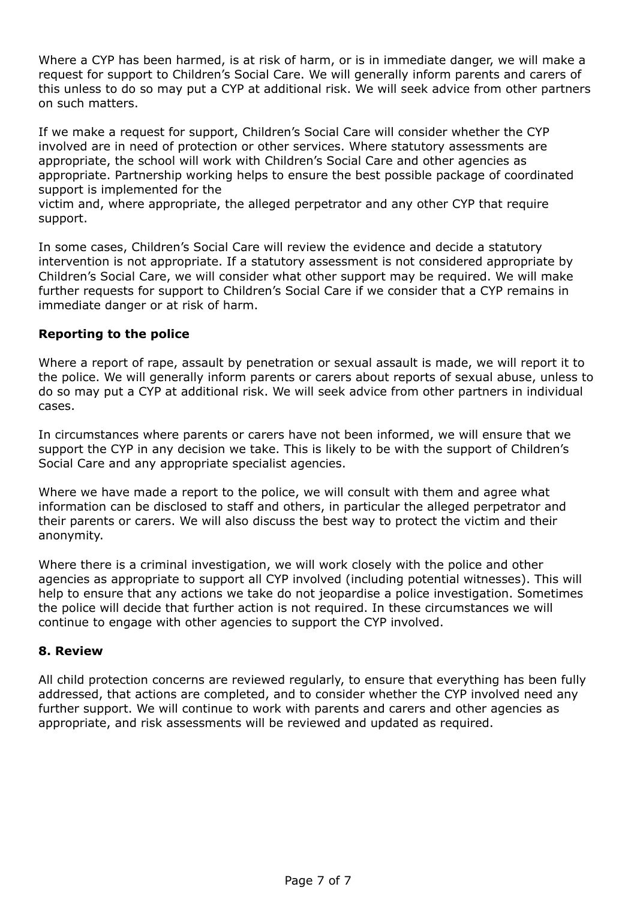Where a CYP has been harmed, is at risk of harm, or is in immediate danger, we will make a request for support to Children's Social Care. We will generally inform parents and carers of this unless to do so may put a CYP at additional risk. We will seek advice from other partners on such matters.

If we make a request for support, Children's Social Care will consider whether the CYP involved are in need of protection or other services. Where statutory assessments are appropriate, the school will work with Children's Social Care and other agencies as appropriate. Partnership working helps to ensure the best possible package of coordinated support is implemented for the victim and, where appropriate, the alleged perpetrator and any other CYP that require support.

In some cases, Children's Social Care will review the evidence and decide a statutory intervention is not appropriate. If a statutory assessment is not considered appropriate by Children's Social Care, we will consider what other support may be required. We will make further requests for support to Children's Social Care if we consider that a CYP remains in immediate danger or at risk of harm.

**Reporting to the police**

Where a report of rape, assault by penetration or sexual assault is made, we will report it to the police. We will generally inform parents or carers about reports of sexual abuse, unless to do so may put a CYP at additional risk. We will seek advice from other partners in individual cases.

In circumstances where parents or carers have not been informed, we will ensure that we support the CYP in any decision we take. This is likely to be with the support of Children's Social Care and any appropriate specialist agencies.

Where we have made a report to the police, we will consult with them and agree what information can be disclosed to staff and others, in particular the alleged perpetrator and their parents or carers. We will also discuss the best way to protect the victim and their anonymity.

Where there is a criminal investigation, we will work closely with the police and other agencies as appropriate to support all CYP involved (including potential witnesses). This will help to ensure that any actions we take do not jeopardise a police investigation. Sometimes the police will decide that further action is not required. In these circumstances we will continue to engage with other agencies to support the CYP involved.

## 8. Review

All child protection concerns are reviewed regularly, to ensure that everything has been fully addressed, that actions are completed, and to consider whether the CYP involved need any further support. We will continue to work with parents and carers and other agencies as appropriate, and risk assessments will be reviewed and updated as required.